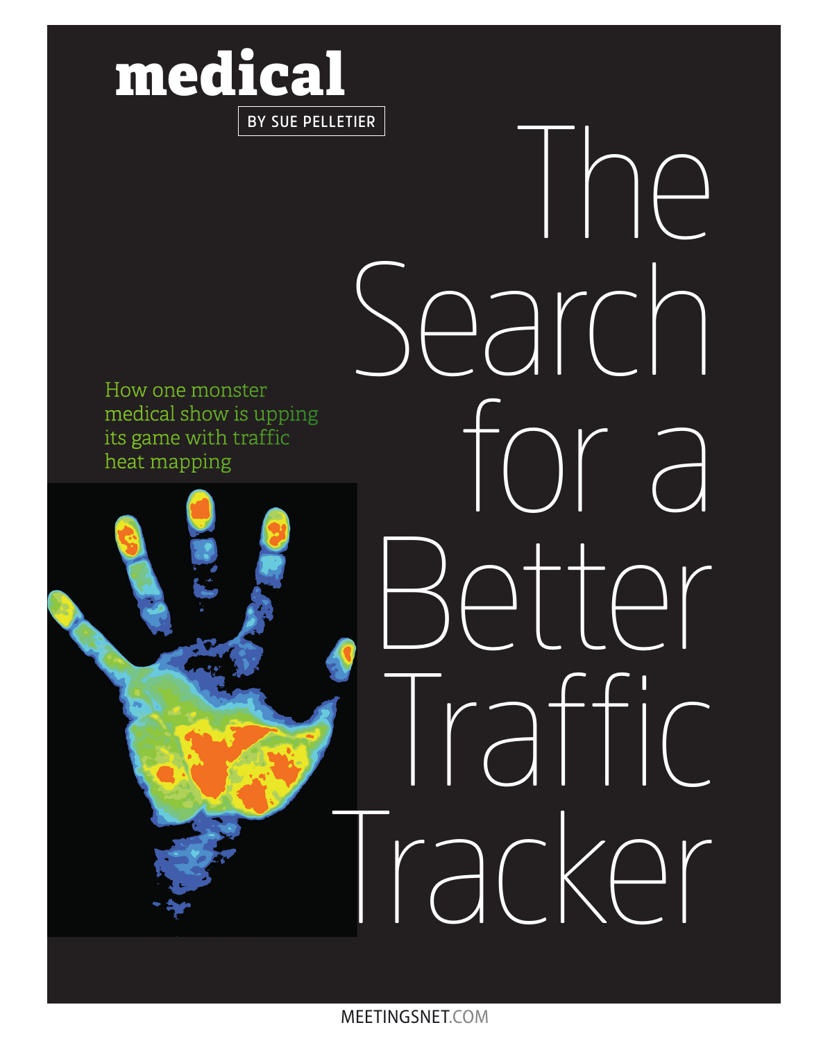medical

BY SUE PELLETIER

# The Search for a Better Traffic Tracker

How one monster medical show is upping its game with traffic heat mapping

MEETINGSNET.COM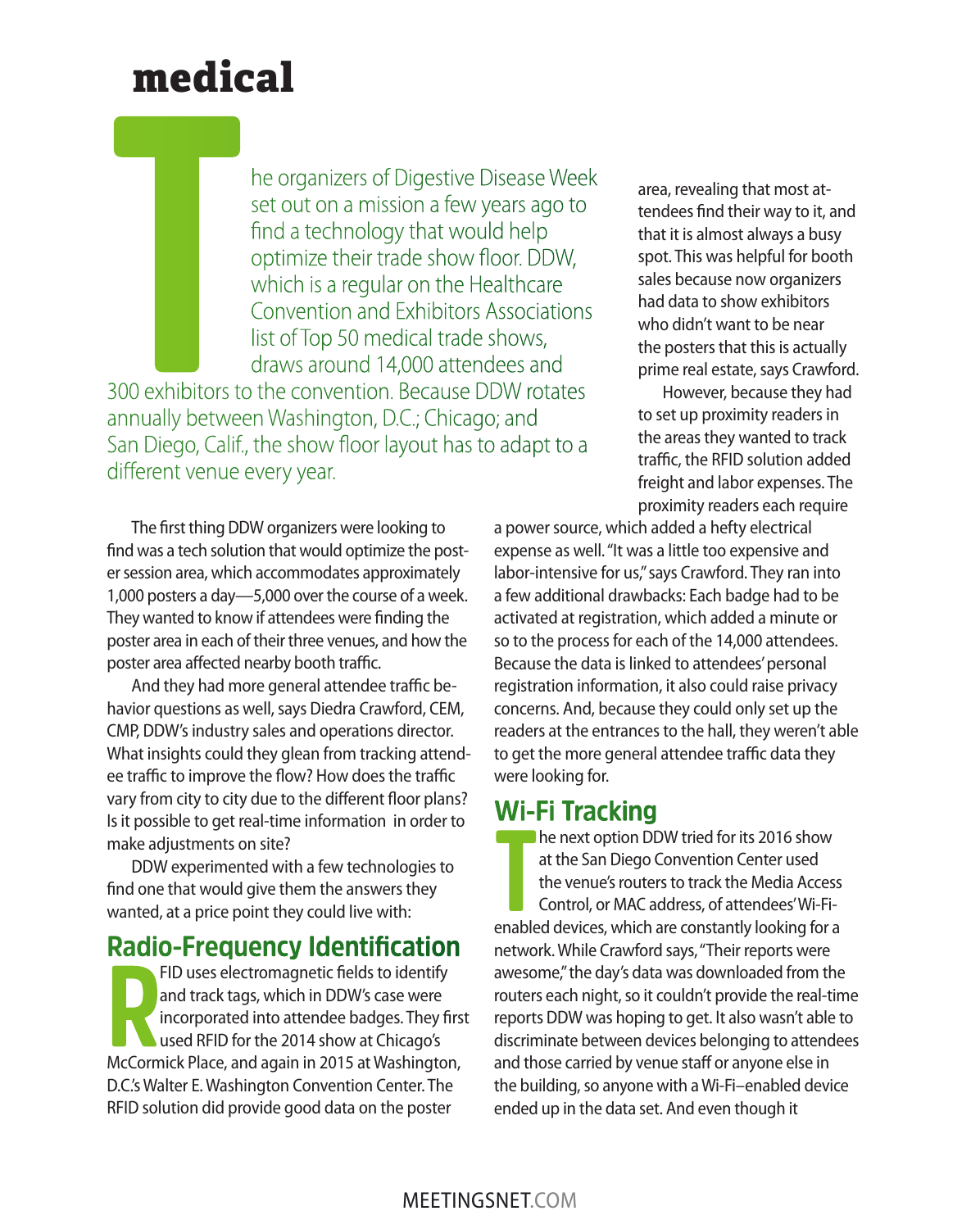# medical

The organizers of Digestive Disease Week set out on a mission a few years ago to find a technology that would help optimize their trade show floor. DDW, which is a regular on the Healthcare Convention and Exhibitors Associations list of Top 50 medical trade shows, draws around 14,000 attendees and 300 exhibitors to the convention. Because DDW rotates annually between Washington, D.C.; Chicago; and San Diego, Calif., the show floor layout has to adapt to a different venue every year.

The first thing DDW organizers were looking to find was a tech solution that would optimize the poster session area, which accommodates approximately 1,000 posters a day—5,000 over the course of a week. They wanted to know if attendees were finding the poster area in each of their three venues, and how the poster area affected nearby booth traffic.

And they had more general attendee traffic behavior questions as well, says Diedra Crawford, CEM, CMP, DDW's industry sales and operations director. What insights could they glean from tracking attendee traffic to improve the flow? How does the traffic vary from city to city due to the different floor plans? Is it possible to get real-time information in order to make adjustments on site?

DDW experimented with a few technologies to find one that would give them the answers they wanted, at a price point they could live with:

## Radio-Frequency Identification

RFID uses electromagnetic fields to identify and track tags, which in DDW's case were incorporated into attendee badges. They first used RFID for the 2014 show at Chicago's McCormick Place, and again in 2015 at Washington, D.C.'s Walter E. Washington Convention Center. The RFID solution did provide good data on the poster area, revealing that most attendees find their way to it, and that it is almost always a busy spot. This was helpful for booth sales because now organizers had data to show exhibitors who didn't want to be near the posters that this is actually prime real estate, says Crawford.

However, because they had to set up proximity readers in the areas they wanted to track traffic, the RFID solution added freight and labor expenses. The proximity readers each require a power source, which added a hefty electrical expense as well. "It was a little too expensive and labor-intensive for us," says Crawford. They ran into a few additional drawbacks: Each badge had to be activated at registration, which added a minute or so to the process for each of the 14,000 attendees. Because the data is linked to attendees' personal registration information, it also could raise privacy concerns. And, because they could only set up the readers at the entrances to the hall, they weren't able to get the more general attendee traffic data they were looking for.

## Wi-Fi Tracking

The next option DDW tried for its 2016 show at the San Diego Convention Center used the venue's routers to track the Media Access Control, or MAC address, of attendees' Wi-Fi-enabled devices, which are constantly looking for a network. While Crawford says, "Their reports were awesome," the day's data was downloaded from the routers each night, so it couldn't provide the real-time reports DDW was hoping to get. It also wasn't able to discriminate between devices belonging to attendees and those carried by venue staff or anyone else in the building, so anyone with a Wi-Fi–enabled device ended up in the data set. And even though it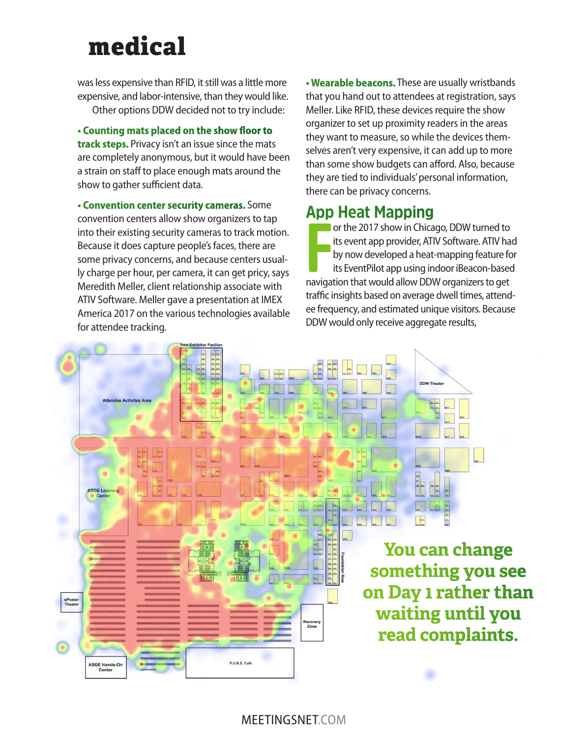was less expensive than RFID, it still was a little more expensive, and labor-intensive, than they would like.

Other options DDW decided not to try include:

- **Counting mats placed on the show floor to track steps.** Privacy isn't an issue since the mats are completely anonymous, but it would have been a strain on staff to place enough mats around the show to gather sufficient data.

- **Convention center security cameras.** Some convention centers allow show organizers to tap into their existing security cameras to track motion. Because it does capture people's faces, there are some privacy concerns, and because centers usually charge per hour, per camera, it can get pricy, says Meredith Meller, client relationship associate with ATIV Software. Meller gave a presentation at IMEX America 2017 on the various technologies available for attendee tracking.

- **Wearable beacons.** These are usually wristbands that you hand out to attendees at registration, says Meller. Like RFID, these devices require the show organizer to set up proximity readers in the areas they want to measure, so while the devices themselves aren't very expensive, it can add up to more than some show budgets can afford. Also, because they are tied to individuals' personal information, there can be privacy concerns.

## App Heat Mapping

For the 2017 show in Chicago, DDW turned to its event app provider, ATIV Software. ATIV had by now developed a heat-mapping feature for its EventPilot app using indoor iBeacon-based navigation that would allow DDW organizers to get traffic insights based on average dwell times, attendee frequency, and estimated unique visitors. Because DDW would only receive aggregate results,

**You can change something you see on Day 1 rather than waiting until you read complaints.**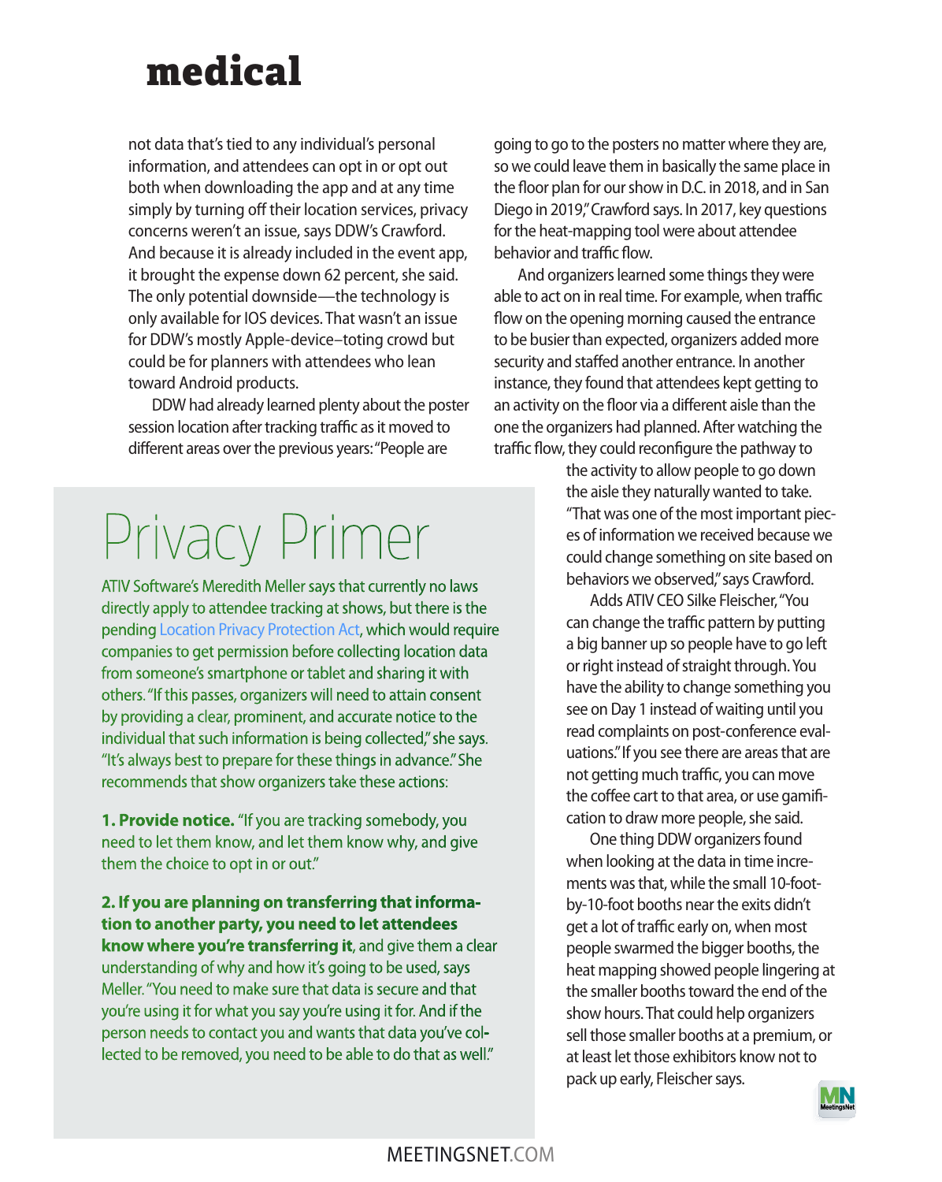not data that's tied to any individual's personal information, and attendees can opt in or opt out both when downloading the app and at any time simply by turning off their location services, privacy concerns weren't an issue, says DDW's Crawford. And because it is already included in the event app, it brought the expense down 62 percent, she said. The only potential downside—the technology is only available for IOS devices. That wasn't an issue for DDW's mostly Apple-device–toting crowd but could be for planners with attendees who lean toward Android products.

DDW had already learned plenty about the poster session location after tracking traffic as it moved to different areas over the previous years: "People are going to go to the posters no matter where they are, so we could leave them in basically the same place in the floor plan for our show in D.C. in 2018, and in San Diego in 2019," Crawford says. In 2017, key questions for the heat-mapping tool were about attendee behavior and traffic flow.

And organizers learned some things they were able to act on in real time. For example, when traffic flow on the opening morning caused the entrance to be busier than expected, organizers added more security and staffed another entrance. In another instance, they found that attendees kept getting to an activity on the floor via a different aisle than the one the organizers had planned. After watching the traffic flow, they could reconfigure the pathway to the activity to allow people to go down the aisle they naturally wanted to take. "That was one of the most important pieces of information we received because we could change something on site based on behaviors we observed," says Crawford.

Adds ATIV CEO Silke Fleischer, "You can change the traffic pattern by putting a big banner up so people have to go left or right instead of straight through. You have the ability to change something you see on Day 1 instead of waiting until you read complaints on post-conference evaluations." If you see there are areas that are not getting much traffic, you can move the coffee cart to that area, or use gamification to draw more people, she said.

One thing DDW organizers found when looking at the data in time increments was that, while the small 10-foot-by-10-foot booths near the exits didn't get a lot of traffic early on, when most people swarmed the bigger booths, the heat mapping showed people lingering at the smaller booths toward the end of the show hours. That could help organizers sell those smaller booths at a premium, or at least let those exhibitors know not to pack up early, Fleischer says.

## Privacy Primer

ATIV Software's Meredith Meller says that currently no laws directly apply to attendee tracking at shows, but there is the pending Location Privacy Protection Act, which would require companies to get permission before collecting location data from someone's smartphone or tablet and sharing it with others. "If this passes, organizers will need to attain consent by providing a clear, prominent, and accurate notice to the individual that such information is being collected," she says. "It's always best to prepare for these things in advance." She recommends that show organizers take these actions:

**1. Provide notice.** "If you are tracking somebody, you need to let them know, and let them know why, and give them the choice to opt in or out."

**2. If you are planning on transferring that information to another party, you need to let attendees know where you're transferring it**, and give them a clear understanding of why and how it's going to be used, says Meller. "You need to make sure that data is secure and that you're using it for what you say you're using it for. And if the person needs to contact you and wants that data you've collected to be removed, you need to be able to do that as well."